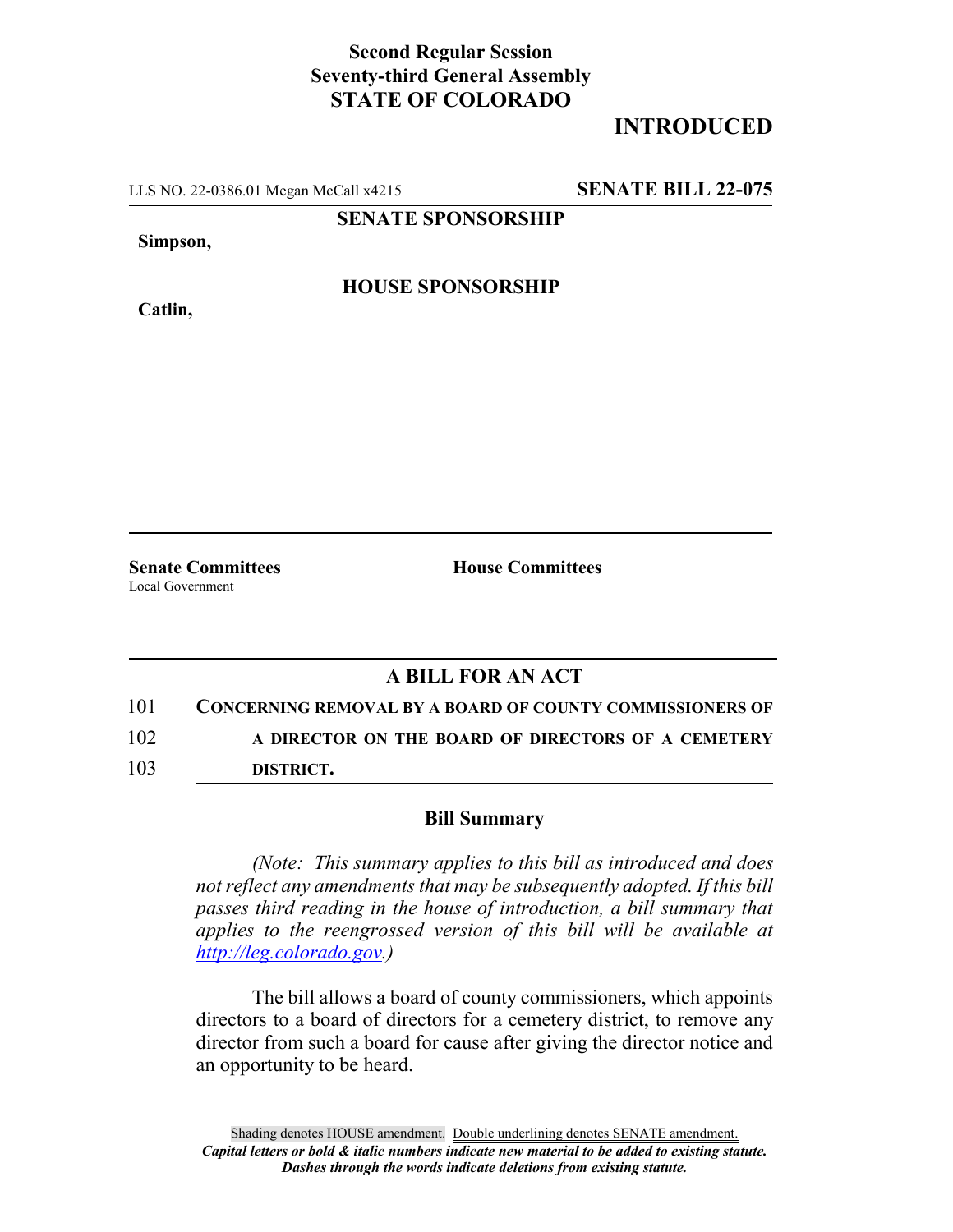**Second Regular Session**
**Seventy-third General Assembly**
**STATE OF COLORADO**

# INTRODUCTED

LLS NO. 22-0386.01 Megan McCall x4215 **SENATE BILL 22-075**

**SENATE SPONSORSHIP**

**Simpson,**

**HOUSE SPONSORSHIP**

**Catlin,**

**Senate Committees**
Local Government

**House Committees**

## A BILL FOR AN ACT

101 **CONCERNING REMOVAL BY A BOARD OF COUNTY COMMISSIONERS OF**
102 **A DIRECTOR ON THE BOARD OF DIRECTORS OF A CEMETERY**
103 **DISTRICT.**

### Bill Summary

*(Note: This summary applies to this bill as introduced and does not reflect any amendments that may be subsequently adopted. If this bill passes third reading in the house of introduction, a bill summary that applies to the reengrossed version of this bill will be available at http://leg.colorado.gov.)*

The bill allows a board of county commissioners, which appoints directors to a board of directors for a cemetery district, to remove any director from such a board for cause after giving the director notice and an opportunity to be heard.

Shading denotes HOUSE amendment. Double underlining denotes SENATE amendment.
***Capital letters or bold & italic numbers indicate new material to be added to existing statute.***
***Dashes through the words indicate deletions from existing statute.***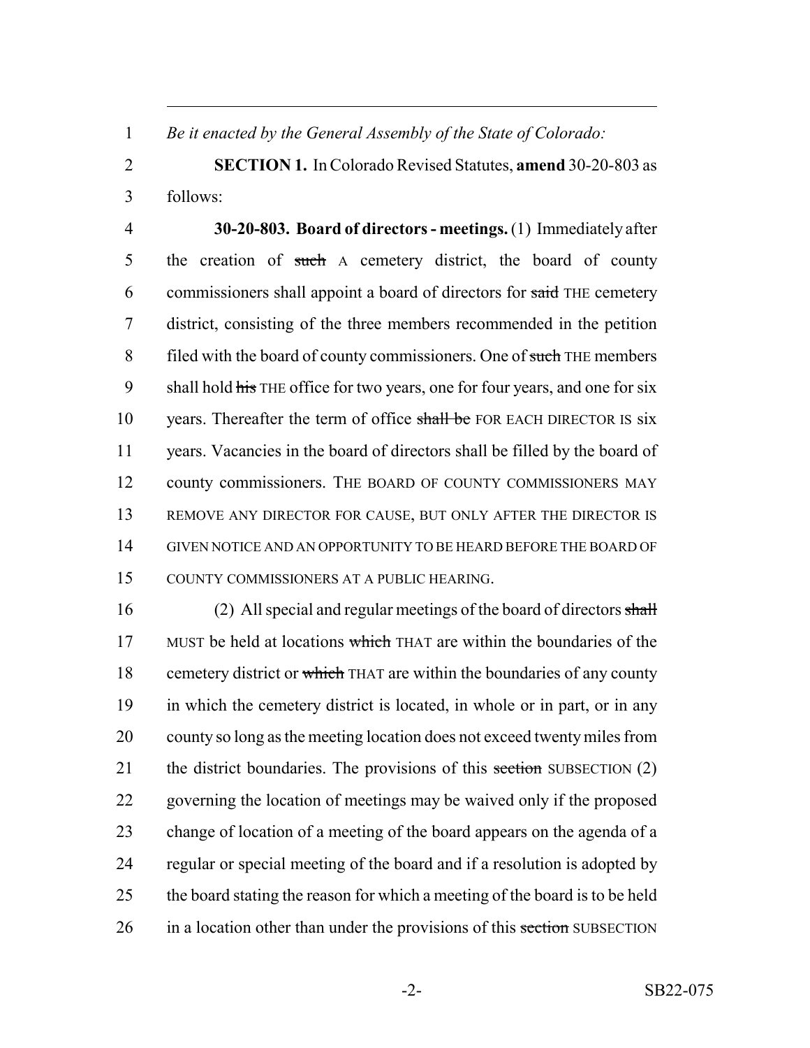*Be it enacted by the General Assembly of the State of Colorado:*

**SECTION 1.** In Colorado Revised Statutes, **amend** 30-20-803 as follows:

**30-20-803. Board of directors - meetings.** (1) Immediately after the creation of ~~such~~ A cemetery district, the board of county commissioners shall appoint a board of directors for ~~said~~ THE cemetery district, consisting of the three members recommended in the petition filed with the board of county commissioners. One of ~~such~~ THE members shall hold ~~his~~ THE office for two years, one for four years, and one for six years. Thereafter the term of office ~~shall be~~ FOR EACH DIRECTOR IS six years. Vacancies in the board of directors shall be filled by the board of county commissioners. THE BOARD OF COUNTY COMMISSIONERS MAY REMOVE ANY DIRECTOR FOR CAUSE, BUT ONLY AFTER THE DIRECTOR IS GIVEN NOTICE AND AN OPPORTUNITY TO BE HEARD BEFORE THE BOARD OF COUNTY COMMISSIONERS AT A PUBLIC HEARING.

(2) All special and regular meetings of the board of directors ~~shall~~ MUST be held at locations ~~which~~ THAT are within the boundaries of the cemetery district or ~~which~~ THAT are within the boundaries of any county in which the cemetery district is located, in whole or in part, or in any county so long as the meeting location does not exceed twenty miles from the district boundaries. The provisions of this ~~section~~ SUBSECTION (2) governing the location of meetings may be waived only if the proposed change of location of a meeting of the board appears on the agenda of a regular or special meeting of the board and if a resolution is adopted by the board stating the reason for which a meeting of the board is to be held in a location other than under the provisions of this ~~section~~ SUBSECTION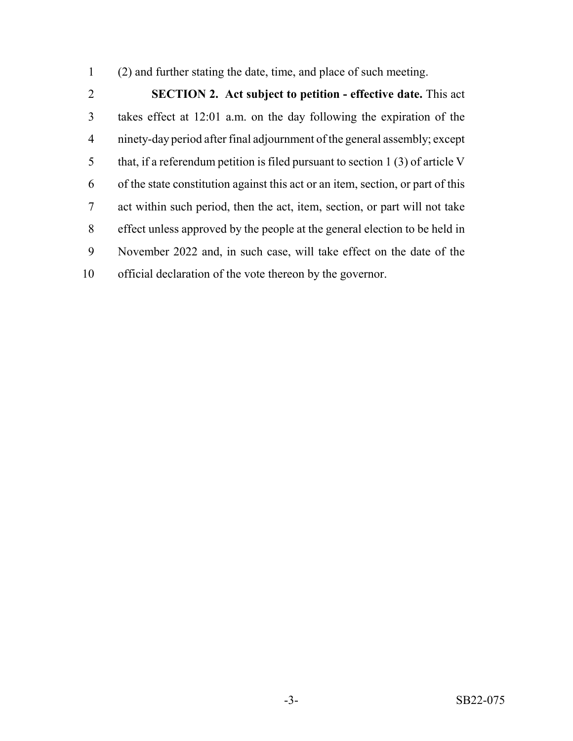(2) and further stating the date, time, and place of such meeting.

**SECTION 2. Act subject to petition - effective date.** This act takes effect at 12:01 a.m. on the day following the expiration of the ninety-day period after final adjournment of the general assembly; except that, if a referendum petition is filed pursuant to section 1 (3) of article V of the state constitution against this act or an item, section, or part of this act within such period, then the act, item, section, or part will not take effect unless approved by the people at the general election to be held in November 2022 and, in such case, will take effect on the date of the official declaration of the vote thereon by the governor.